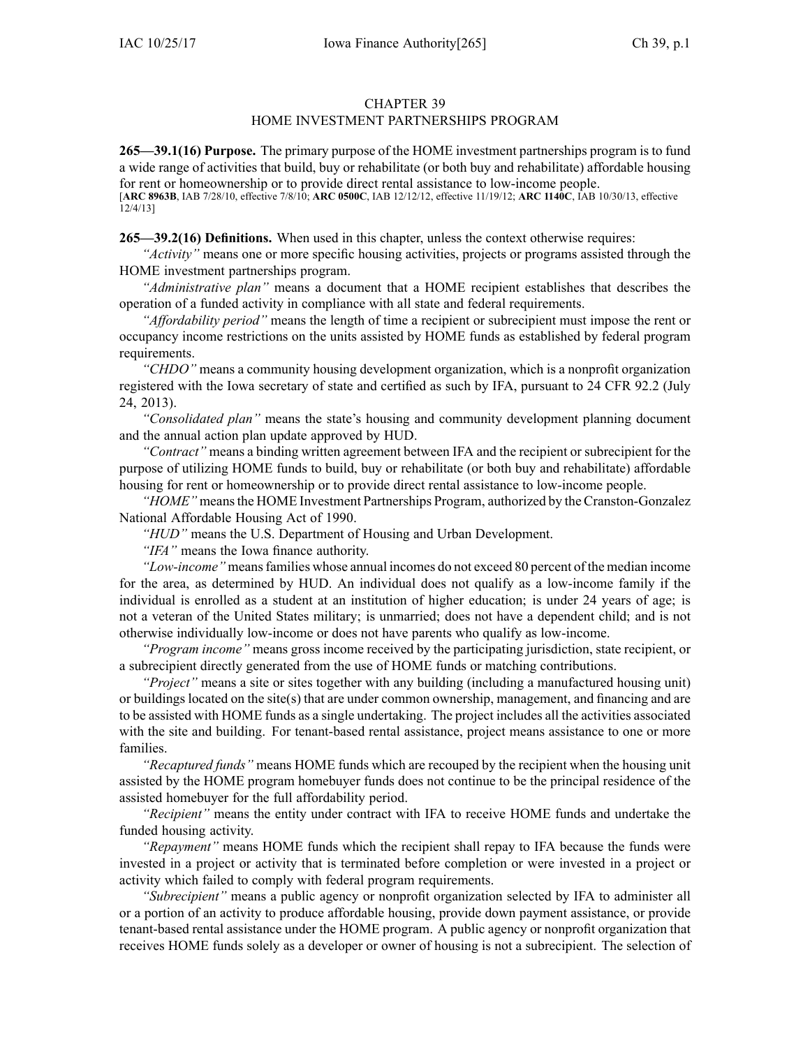# CHAPTER 39
## HOME INVESTMENT PARTNERSHIPS PROGRAM

**265—39.1(16) Purpose.** The primary purpose of the HOME investment partnerships program is to fund a wide range of activities that build, buy or rehabilitate (or both buy and rehabilitate) affordable housing for rent or homeownership or to provide direct rental assistance to low-income people.
[**ARC 8963B**, IAB 7/28/10, effective 7/8/10; **ARC 0500C**, IAB 12/12/12, effective 11/19/12; **ARC 1140C**, IAB 10/30/13, effective 12/4/13]

**265—39.2(16) Definitions.** When used in this chapter, unless the context otherwise requires:

*"Activity"* means one or more specific housing activities, projects or programs assisted through the HOME investment partnerships program.

*"Administrative plan"* means a document that a HOME recipient establishes that describes the operation of a funded activity in compliance with all state and federal requirements.

*"Affordability period"* means the length of time a recipient or subrecipient must impose the rent or occupancy income restrictions on the units assisted by HOME funds as established by federal program requirements.

*"CHDO"* means a community housing development organization, which is a nonprofit organization registered with the Iowa secretary of state and certified as such by IFA, pursuant to 24 CFR 92.2 (July 24, 2013).

*"Consolidated plan"* means the state's housing and community development planning document and the annual action plan update approved by HUD.

*"Contract"* means a binding written agreement between IFA and the recipient or subrecipient for the purpose of utilizing HOME funds to build, buy or rehabilitate (or both buy and rehabilitate) affordable housing for rent or homeownership or to provide direct rental assistance to low-income people.

*"HOME"* means the HOME Investment Partnerships Program, authorized by the Cranston-Gonzalez National Affordable Housing Act of 1990.

*"HUD"* means the U.S. Department of Housing and Urban Development.

*"IFA"* means the Iowa finance authority.

*"Low-income"* means families whose annual incomes do not exceed 80 percent of the median income for the area, as determined by HUD. An individual does not qualify as a low-income family if the individual is enrolled as a student at an institution of higher education; is under 24 years of age; is not a veteran of the United States military; is unmarried; does not have a dependent child; and is not otherwise individually low-income or does not have parents who qualify as low-income.

*"Program income"* means gross income received by the participating jurisdiction, state recipient, or a subrecipient directly generated from the use of HOME funds or matching contributions.

*"Project"* means a site or sites together with any building (including a manufactured housing unit) or buildings located on the site(s) that are under common ownership, management, and financing and are to be assisted with HOME funds as a single undertaking. The project includes all the activities associated with the site and building. For tenant-based rental assistance, project means assistance to one or more families.

*"Recaptured funds"* means HOME funds which are recouped by the recipient when the housing unit assisted by the HOME program homebuyer funds does not continue to be the principal residence of the assisted homebuyer for the full affordability period.

*"Recipient"* means the entity under contract with IFA to receive HOME funds and undertake the funded housing activity.

*"Repayment"* means HOME funds which the recipient shall repay to IFA because the funds were invested in a project or activity that is terminated before completion or were invested in a project or activity which failed to comply with federal program requirements.

*"Subrecipient"* means a public agency or nonprofit organization selected by IFA to administer all or a portion of an activity to produce affordable housing, provide down payment assistance, or provide tenant-based rental assistance under the HOME program. A public agency or nonprofit organization that receives HOME funds solely as a developer or owner of housing is not a subrecipient. The selection of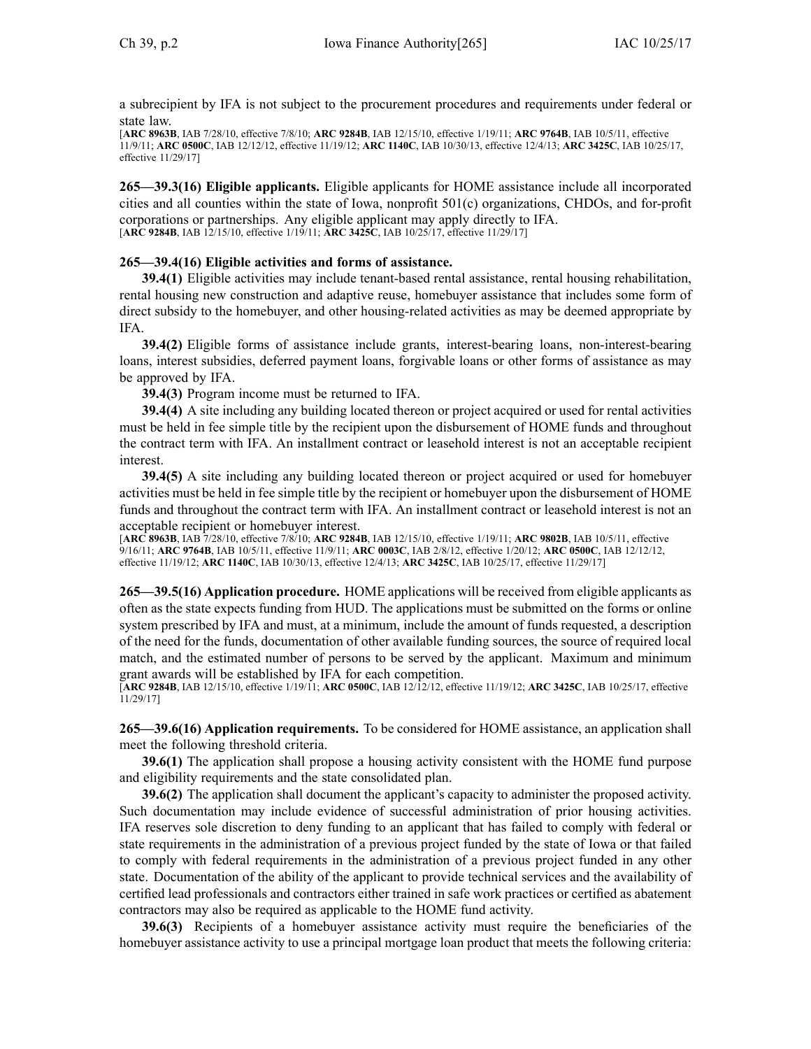a subrecipient by IFA is not subject to the procurement procedures and requirements under federal or state law.

[**ARC 8963B**, IAB 7/28/10, effective 7/8/10; **ARC 9284B**, IAB 12/15/10, effective 1/19/11; **ARC 9764B**, IAB 10/5/11, effective 11/9/11; **ARC 0500C**, IAB 12/12/12, effective 11/19/12; **ARC 1140C**, IAB 10/30/13, effective 12/4/13; **ARC 3425C**, IAB 10/25/17, effective 11/29/17]

**265—39.3(16) Eligible applicants.** Eligible applicants for HOME assistance include all incorporated cities and all counties within the state of Iowa, nonprofit 501(c) organizations, CHDOs, and for-profit corporations or partnerships. Any eligible applicant may apply directly to IFA.

[**ARC 9284B**, IAB 12/15/10, effective 1/19/11; **ARC 3425C**, IAB 10/25/17, effective 11/29/17]

**265—39.4(16) Eligible activities and forms of assistance.**

**39.4(1)** Eligible activities may include tenant-based rental assistance, rental housing rehabilitation, rental housing new construction and adaptive reuse, homebuyer assistance that includes some form of direct subsidy to the homebuyer, and other housing-related activities as may be deemed appropriate by IFA.

**39.4(2)** Eligible forms of assistance include grants, interest-bearing loans, non-interest-bearing loans, interest subsidies, deferred payment loans, forgivable loans or other forms of assistance as may be approved by IFA.

**39.4(3)** Program income must be returned to IFA.

**39.4(4)** A site including any building located thereon or project acquired or used for rental activities must be held in fee simple title by the recipient upon the disbursement of HOME funds and throughout the contract term with IFA. An installment contract or leasehold interest is not an acceptable recipient interest.

**39.4(5)** A site including any building located thereon or project acquired or used for homebuyer activities must be held in fee simple title by the recipient or homebuyer upon the disbursement of HOME funds and throughout the contract term with IFA. An installment contract or leasehold interest is not an acceptable recipient or homebuyer interest.

[**ARC 8963B**, IAB 7/28/10, effective 7/8/10; **ARC 9284B**, IAB 12/15/10, effective 1/19/11; **ARC 9802B**, IAB 10/5/11, effective 9/16/11; **ARC 9764B**, IAB 10/5/11, effective 11/9/11; **ARC 0003C**, IAB 2/8/12, effective 1/20/12; **ARC 0500C**, IAB 12/12/12, effective 11/19/12; **ARC 1140C**, IAB 10/30/13, effective 12/4/13; **ARC 3425C**, IAB 10/25/17, effective 11/29/17]

**265—39.5(16) Application procedure.** HOME applications will be received from eligible applicants as often as the state expects funding from HUD. The applications must be submitted on the forms or online system prescribed by IFA and must, at a minimum, include the amount of funds requested, a description of the need for the funds, documentation of other available funding sources, the source of required local match, and the estimated number of persons to be served by the applicant. Maximum and minimum grant awards will be established by IFA for each competition.

[**ARC 9284B**, IAB 12/15/10, effective 1/19/11; **ARC 0500C**, IAB 12/12/12, effective 11/19/12; **ARC 3425C**, IAB 10/25/17, effective 11/29/17]

**265—39.6(16) Application requirements.** To be considered for HOME assistance, an application shall meet the following threshold criteria.

**39.6(1)** The application shall propose a housing activity consistent with the HOME fund purpose and eligibility requirements and the state consolidated plan.

**39.6(2)** The application shall document the applicant's capacity to administer the proposed activity. Such documentation may include evidence of successful administration of prior housing activities. IFA reserves sole discretion to deny funding to an applicant that has failed to comply with federal or state requirements in the administration of a previous project funded by the state of Iowa or that failed to comply with federal requirements in the administration of a previous project funded in any other state. Documentation of the ability of the applicant to provide technical services and the availability of certified lead professionals and contractors either trained in safe work practices or certified as abatement contractors may also be required as applicable to the HOME fund activity.

**39.6(3)** Recipients of a homebuyer assistance activity must require the beneficiaries of the homebuyer assistance activity to use a principal mortgage loan product that meets the following criteria: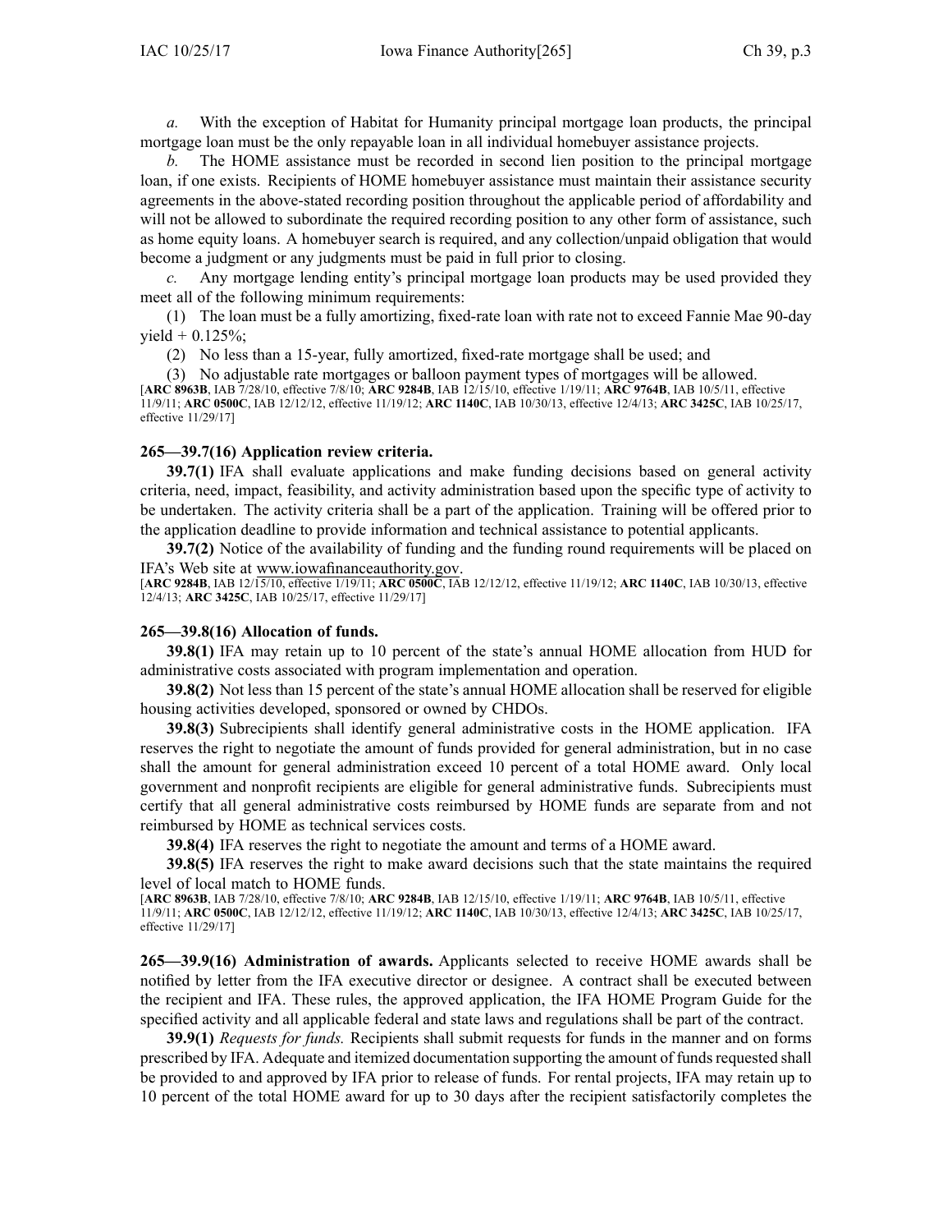*a.* With the exception of Habitat for Humanity principal mortgage loan products, the principal mortgage loan must be the only repayable loan in all individual homebuyer assistance projects.

*b.* The HOME assistance must be recorded in second lien position to the principal mortgage loan, if one exists. Recipients of HOME homebuyer assistance must maintain their assistance security agreements in the above-stated recording position throughout the applicable period of affordability and will not be allowed to subordinate the required recording position to any other form of assistance, such as home equity loans. A homebuyer search is required, and any collection/unpaid obligation that would become a judgment or any judgments must be paid in full prior to closing.

*c.* Any mortgage lending entity's principal mortgage loan products may be used provided they meet all of the following minimum requirements:

(1) The loan must be a fully amortizing, fixed-rate loan with rate not to exceed Fannie Mae 90-day yield + 0.125%;

(2) No less than a 15-year, fully amortized, fixed-rate mortgage shall be used; and

(3) No adjustable rate mortgages or balloon payment types of mortgages will be allowed.

[**ARC 8963B**, IAB 7/28/10, effective 7/8/10; **ARC 9284B**, IAB 12/15/10, effective 1/19/11; **ARC 9764B**, IAB 10/5/11, effective 11/9/11; **ARC 0500C**, IAB 12/12/12, effective 11/19/12; **ARC 1140C**, IAB 10/30/13, effective 12/4/13; **ARC 3425C**, IAB 10/25/17, effective 11/29/17]

### 265—39.7(16) Application review criteria.

**39.7(1)** IFA shall evaluate applications and make funding decisions based on general activity criteria, need, impact, feasibility, and activity administration based upon the specific type of activity to be undertaken. The activity criteria shall be a part of the application. Training will be offered prior to the application deadline to provide information and technical assistance to potential applicants.

**39.7(2)** Notice of the availability of funding and the funding round requirements will be placed on IFA's Web site at www.iowafinanceauthority.gov.

[**ARC 9284B**, IAB 12/15/10, effective 1/19/11; **ARC 0500C**, IAB 12/12/12, effective 11/19/12; **ARC 1140C**, IAB 10/30/13, effective 12/4/13; **ARC 3425C**, IAB 10/25/17, effective 11/29/17]

### 265—39.8(16) Allocation of funds.

**39.8(1)** IFA may retain up to 10 percent of the state's annual HOME allocation from HUD for administrative costs associated with program implementation and operation.

**39.8(2)** Not less than 15 percent of the state's annual HOME allocation shall be reserved for eligible housing activities developed, sponsored or owned by CHDOs.

**39.8(3)** Subrecipients shall identify general administrative costs in the HOME application. IFA reserves the right to negotiate the amount of funds provided for general administration, but in no case shall the amount for general administration exceed 10 percent of a total HOME award. Only local government and nonprofit recipients are eligible for general administrative funds. Subrecipients must certify that all general administrative costs reimbursed by HOME funds are separate from and not reimbursed by HOME as technical services costs.

**39.8(4)** IFA reserves the right to negotiate the amount and terms of a HOME award.

**39.8(5)** IFA reserves the right to make award decisions such that the state maintains the required level of local match to HOME funds.

[**ARC 8963B**, IAB 7/28/10, effective 7/8/10; **ARC 9284B**, IAB 12/15/10, effective 1/19/11; **ARC 9764B**, IAB 10/5/11, effective 11/9/11; **ARC 0500C**, IAB 12/12/12, effective 11/19/12; **ARC 1140C**, IAB 10/30/13, effective 12/4/13; **ARC 3425C**, IAB 10/25/17, effective 11/29/17]

**265—39.9(16) Administration of awards.** Applicants selected to receive HOME awards shall be notified by letter from the IFA executive director or designee. A contract shall be executed between the recipient and IFA. These rules, the approved application, the IFA HOME Program Guide for the specified activity and all applicable federal and state laws and regulations shall be part of the contract.

**39.9(1)** *Requests for funds.* Recipients shall submit requests for funds in the manner and on forms prescribed by IFA. Adequate and itemized documentation supporting the amount of funds requested shall be provided to and approved by IFA prior to release of funds. For rental projects, IFA may retain up to 10 percent of the total HOME award for up to 30 days after the recipient satisfactorily completes the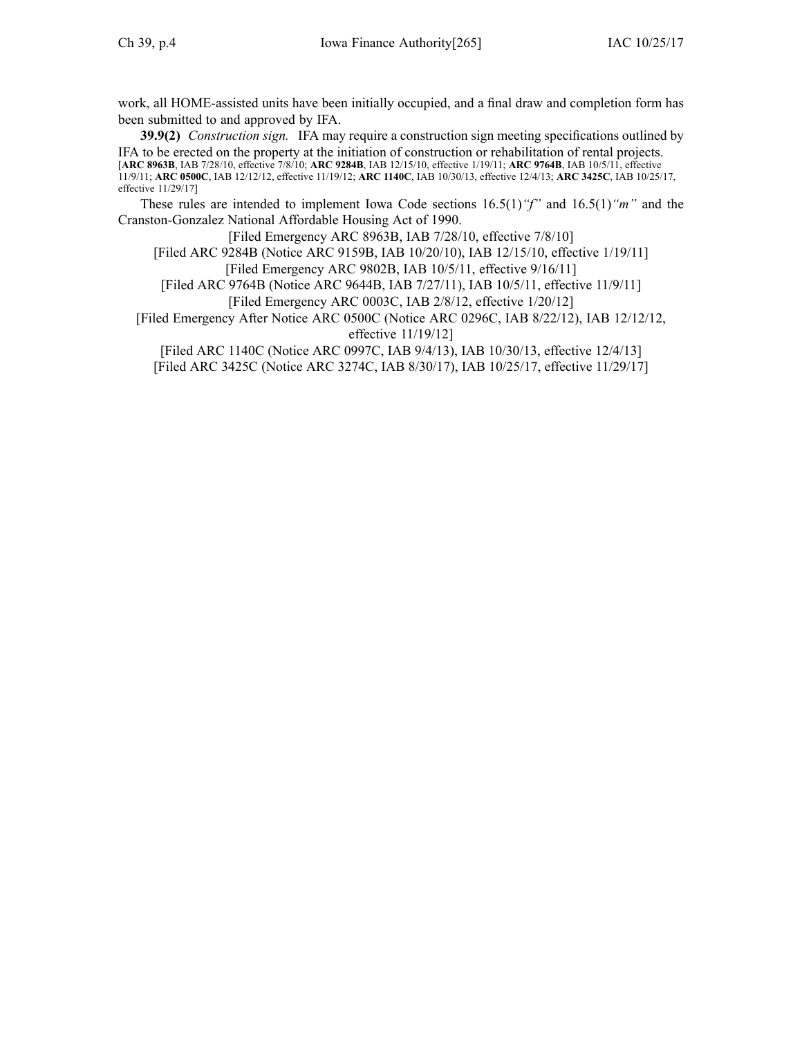work, all HOME-assisted units have been initially occupied, and a final draw and completion form has been submitted to and approved by IFA.

**39.9(2)** *Construction sign.* IFA may require a construction sign meeting specifications outlined by IFA to be erected on the property at the initiation of construction or rehabilitation of rental projects.
[**ARC 8963B**, IAB 7/28/10, effective 7/8/10; **ARC 9284B**, IAB 12/15/10, effective 1/19/11; **ARC 9764B**, IAB 10/5/11, effective 11/9/11; **ARC 0500C**, IAB 12/12/12, effective 11/19/12; **ARC 1140C**, IAB 10/30/13, effective 12/4/13; **ARC 3425C**, IAB 10/25/17, effective 11/29/17]

These rules are intended to implement Iowa Code sections 16.5(1)*"f"* and 16.5(1)*"m"* and the Cranston-Gonzalez National Affordable Housing Act of 1990.

[Filed Emergency ARC 8963B, IAB 7/28/10, effective 7/8/10]
[Filed ARC 9284B (Notice ARC 9159B, IAB 10/20/10), IAB 12/15/10, effective 1/19/11]
[Filed Emergency ARC 9802B, IAB 10/5/11, effective 9/16/11]
[Filed ARC 9764B (Notice ARC 9644B, IAB 7/27/11), IAB 10/5/11, effective 11/9/11]
[Filed Emergency ARC 0003C, IAB 2/8/12, effective 1/20/12]
[Filed Emergency After Notice ARC 0500C (Notice ARC 0296C, IAB 8/22/12), IAB 12/12/12, effective 11/19/12]
[Filed ARC 1140C (Notice ARC 0997C, IAB 9/4/13), IAB 10/30/13, effective 12/4/13]
[Filed ARC 3425C (Notice ARC 3274C, IAB 8/30/17), IAB 10/25/17, effective 11/29/17]